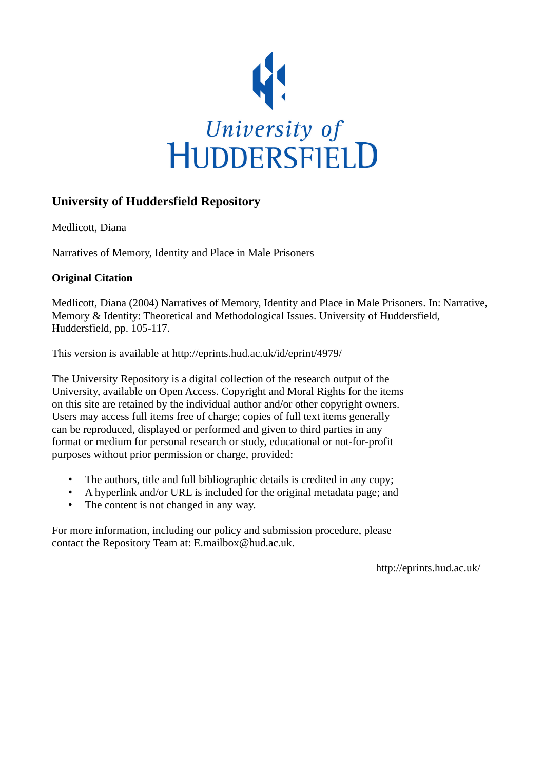University of HUDDERSFIELD

## University of Huddersfield Repository

Medlicott, Diana

Narratives of Memory, Identity and Place in Male Prisoners

**Original Citation**

Medlicott, Diana (2004) Narratives of Memory, Identity and Place in Male Prisoners. In: Narrative, Memory & Identity: Theoretical and Methodological Issues. University of Huddersfield, Huddersfield, pp. 105-117.

This version is available at http://eprints.hud.ac.uk/id/eprint/4979/

The University Repository is a digital collection of the research output of the University, available on Open Access. Copyright and Moral Rights for the items on this site are retained by the individual author and/or other copyright owners. Users may access full items free of charge; copies of full text items generally can be reproduced, displayed or performed and given to third parties in any format or medium for personal research or study, educational or not-for-profit purposes without prior permission or charge, provided:

- The authors, title and full bibliographic details is credited in any copy;
- A hyperlink and/or URL is included for the original metadata page; and
- The content is not changed in any way.

For more information, including our policy and submission procedure, please contact the Repository Team at: E.mailbox@hud.ac.uk.

http://eprints.hud.ac.uk/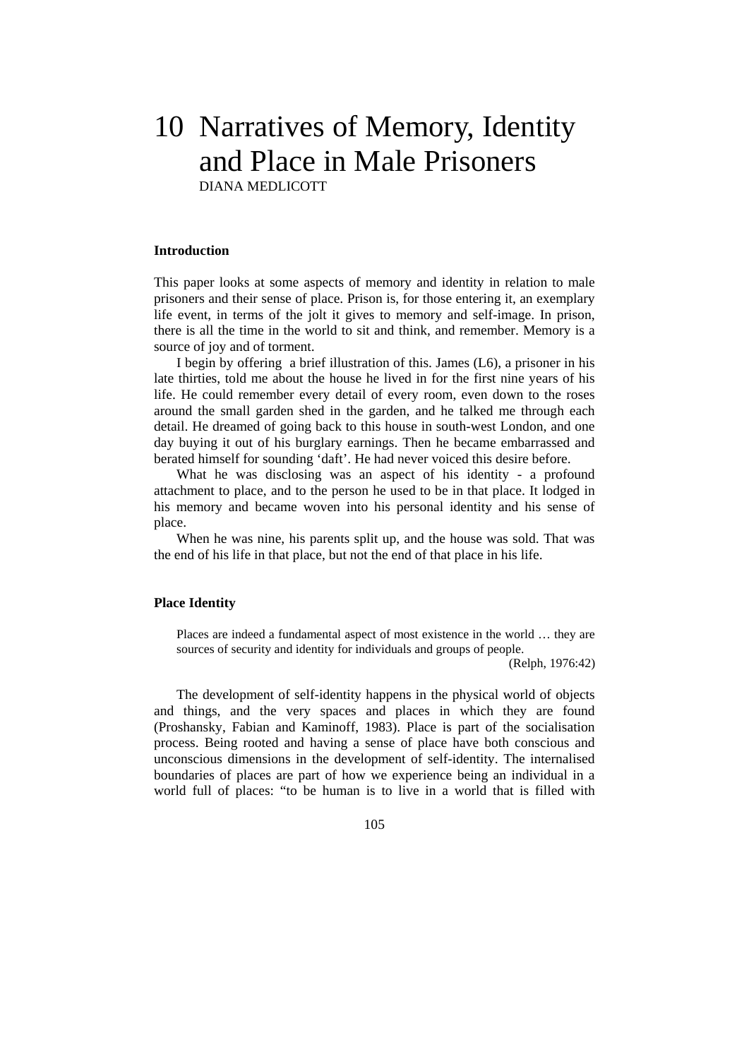# 10 Narratives of Memory, Identity and Place in Male Prisoners

DIANA MEDLICOTT

## Introduction

This paper looks at some aspects of memory and identity in relation to male prisoners and their sense of place. Prison is, for those entering it, an exemplary life event, in terms of the jolt it gives to memory and self-image. In prison, there is all the time in the world to sit and think, and remember. Memory is a source of joy and of torment.

I begin by offering a brief illustration of this. James (L6), a prisoner in his late thirties, told me about the house he lived in for the first nine years of his life. He could remember every detail of every room, even down to the roses around the small garden shed in the garden, and he talked me through each detail. He dreamed of going back to this house in south-west London, and one day buying it out of his burglary earnings. Then he became embarrassed and berated himself for sounding 'daft'. He had never voiced this desire before.

What he was disclosing was an aspect of his identity - a profound attachment to place, and to the person he used to be in that place. It lodged in his memory and became woven into his personal identity and his sense of place.

When he was nine, his parents split up, and the house was sold. That was the end of his life in that place, but not the end of that place in his life.

## Place Identity

> Places are indeed a fundamental aspect of most existence in the world … they are sources of security and identity for individuals and groups of people.
>
> (Relph, 1976:42)

The development of self-identity happens in the physical world of objects and things, and the very spaces and places in which they are found (Proshansky, Fabian and Kaminoff, 1983). Place is part of the socialisation process. Being rooted and having a sense of place have both conscious and unconscious dimensions in the development of self-identity. The internalised boundaries of places are part of how we experience being an individual in a world full of places: "to be human is to live in a world that is filled with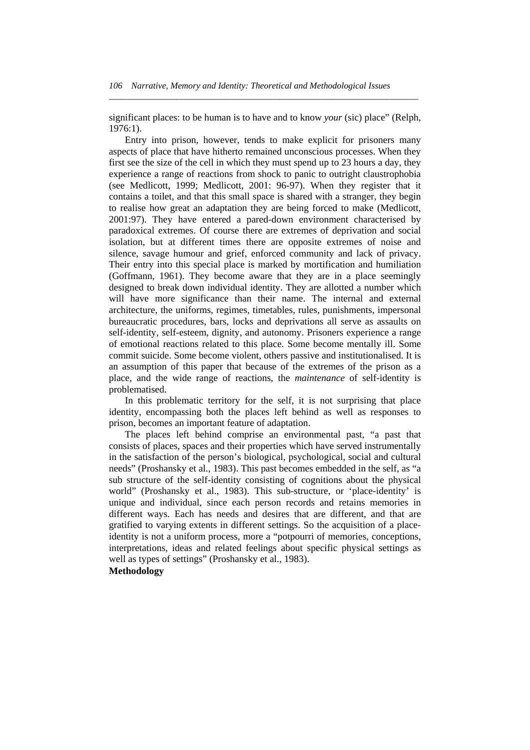significant places: to be human is to have and to know *your* (sic) place" (Relph, 1976:1).

Entry into prison, however, tends to make explicit for prisoners many aspects of place that have hitherto remained unconscious processes. When they first see the size of the cell in which they must spend up to 23 hours a day, they experience a range of reactions from shock to panic to outright claustrophobia (see Medlicott, 1999; Medlicott, 2001: 96-97). When they register that it contains a toilet, and that this small space is shared with a stranger, they begin to realise how great an adaptation they are being forced to make (Medlicott, 2001:97). They have entered a pared-down environment characterised by paradoxical extremes. Of course there are extremes of deprivation and social isolation, but at different times there are opposite extremes of noise and silence, savage humour and grief, enforced community and lack of privacy. Their entry into this special place is marked by mortification and humiliation (Goffmann, 1961). They become aware that they are in a place seemingly designed to break down individual identity. They are allotted a number which will have more significance than their name. The internal and external architecture, the uniforms, regimes, timetables, rules, punishments, impersonal bureaucratic procedures, bars, locks and deprivations all serve as assaults on self-identity, self-esteem, dignity, and autonomy. Prisoners experience a range of emotional reactions related to this place. Some become mentally ill. Some commit suicide. Some become violent, others passive and institutionalised. It is an assumption of this paper that because of the extremes of the prison as a place, and the wide range of reactions, the *maintenance* of self-identity is problematised.

In this problematic territory for the self, it is not surprising that place identity, encompassing both the places left behind as well as responses to prison, becomes an important feature of adaptation.

The places left behind comprise an environmental past, "a past that consists of places, spaces and their properties which have served instrumentally in the satisfaction of the person's biological, psychological, social and cultural needs" (Proshansky et al., 1983). This past becomes embedded in the self, as "a sub structure of the self-identity consisting of cognitions about the physical world" (Proshansky et al., 1983). This sub-structure, or 'place-identity' is unique and individual, since each person records and retains memories in different ways. Each has needs and desires that are different, and that are gratified to varying extents in different settings. So the acquisition of a place-identity is not a uniform process, more a "potpourri of memories, conceptions, interpretations, ideas and related feelings about specific physical settings as well as types of settings" (Proshansky et al., 1983).

**Methodology**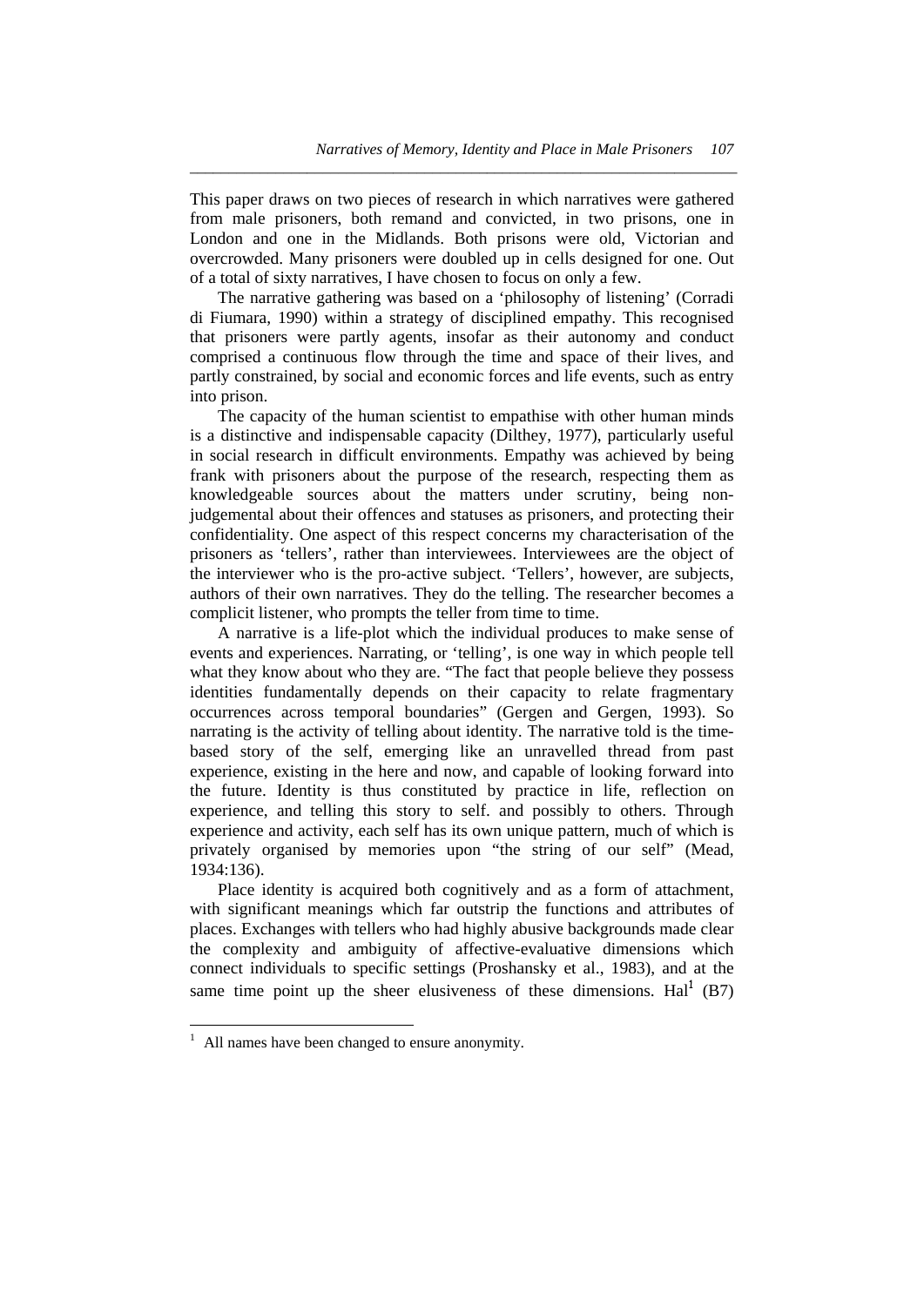This paper draws on two pieces of research in which narratives were gathered from male prisoners, both remand and convicted, in two prisons, one in London and one in the Midlands. Both prisons were old, Victorian and overcrowded. Many prisoners were doubled up in cells designed for one. Out of a total of sixty narratives, I have chosen to focus on only a few.

The narrative gathering was based on a 'philosophy of listening' (Corradi di Fiumara, 1990) within a strategy of disciplined empathy. This recognised that prisoners were partly agents, insofar as their autonomy and conduct comprised a continuous flow through the time and space of their lives, and partly constrained, by social and economic forces and life events, such as entry into prison.

The capacity of the human scientist to empathise with other human minds is a distinctive and indispensable capacity (Dilthey, 1977), particularly useful in social research in difficult environments. Empathy was achieved by being frank with prisoners about the purpose of the research, respecting them as knowledgeable sources about the matters under scrutiny, being non-judgemental about their offences and statuses as prisoners, and protecting their confidentiality. One aspect of this respect concerns my characterisation of the prisoners as 'tellers', rather than interviewees. Interviewees are the object of the interviewer who is the pro-active subject. 'Tellers', however, are subjects, authors of their own narratives. They do the telling. The researcher becomes a complicit listener, who prompts the teller from time to time.

A narrative is a life-plot which the individual produces to make sense of events and experiences. Narrating, or 'telling', is one way in which people tell what they know about who they are. "The fact that people believe they possess identities fundamentally depends on their capacity to relate fragmentary occurrences across temporal boundaries" (Gergen and Gergen, 1993). So narrating is the activity of telling about identity. The narrative told is the time-based story of the self, emerging like an unravelled thread from past experience, existing in the here and now, and capable of looking forward into the future. Identity is thus constituted by practice in life, reflection on experience, and telling this story to self. and possibly to others. Through experience and activity, each self has its own unique pattern, much of which is privately organised by memories upon "the string of our self" (Mead, 1934:136).

Place identity is acquired both cognitively and as a form of attachment, with significant meanings which far outstrip the functions and attributes of places. Exchanges with tellers who had highly abusive backgrounds made clear the complexity and ambiguity of affective-evaluative dimensions which connect individuals to specific settings (Proshansky et al., 1983), and at the same time point up the sheer elusiveness of these dimensions. Hal[1] (B7)

---

[1] All names have been changed to ensure anonymity.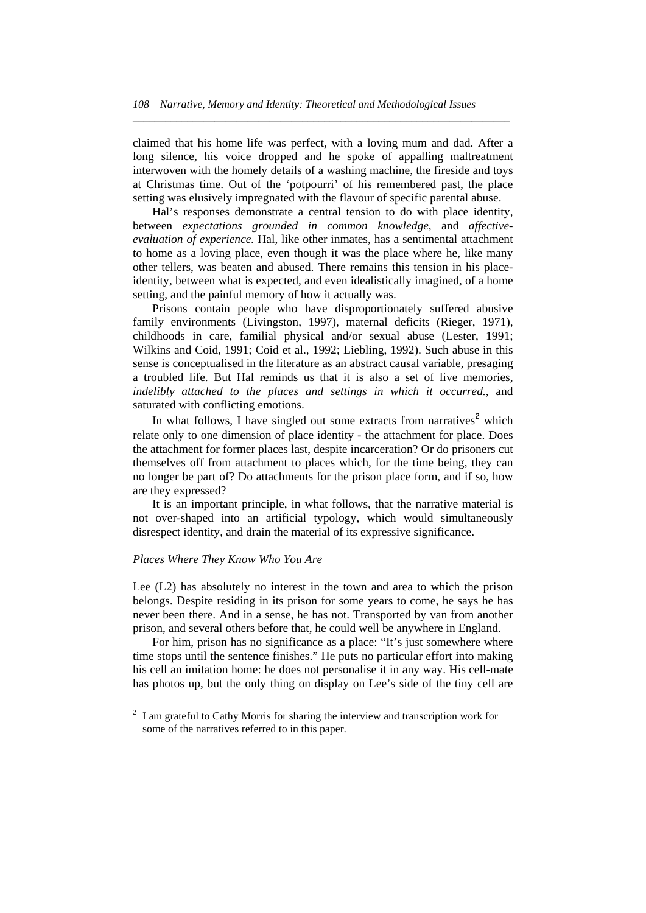claimed that his home life was perfect, with a loving mum and dad. After a long silence, his voice dropped and he spoke of appalling maltreatment interwoven with the homely details of a washing machine, the fireside and toys at Christmas time. Out of the 'potpourri' of his remembered past, the place setting was elusively impregnated with the flavour of specific parental abuse.

Hal's responses demonstrate a central tension to do with place identity, between *expectations grounded in common knowledge*, and *affective-evaluation of experience.* Hal, like other inmates, has a sentimental attachment to home as a loving place, even though it was the place where he, like many other tellers, was beaten and abused. There remains this tension in his place-identity, between what is expected, and even idealistically imagined, of a home setting, and the painful memory of how it actually was.

Prisons contain people who have disproportionately suffered abusive family environments (Livingston, 1997), maternal deficits (Rieger, 1971), childhoods in care, familial physical and/or sexual abuse (Lester, 1991; Wilkins and Coid, 1991; Coid et al., 1992; Liebling, 1992). Such abuse in this sense is conceptualised in the literature as an abstract causal variable, presaging a troubled life. But Hal reminds us that it is also a set of live memories, *indelibly attached to the places and settings in which it occurred.*, and saturated with conflicting emotions.

In what follows, I have singled out some extracts from narratives[2] which relate only to one dimension of place identity - the attachment for place. Does the attachment for former places last, despite incarceration? Or do prisoners cut themselves off from attachment to places which, for the time being, they can no longer be part of? Do attachments for the prison place form, and if so, how are they expressed?

It is an important principle, in what follows, that the narrative material is not over-shaped into an artificial typology, which would simultaneously disrespect identity, and drain the material of its expressive significance.

### *Places Where They Know Who You Are*

Lee (L2) has absolutely no interest in the town and area to which the prison belongs. Despite residing in its prison for some years to come, he says he has never been there. And in a sense, he has not. Transported by van from another prison, and several others before that, he could well be anywhere in England.

For him, prison has no significance as a place: "It's just somewhere where time stops until the sentence finishes." He puts no particular effort into making his cell an imitation home: he does not personalise it in any way. His cell-mate has photos up, but the only thing on display on Lee's side of the tiny cell are

[2] I am grateful to Cathy Morris for sharing the interview and transcription work for some of the narratives referred to in this paper.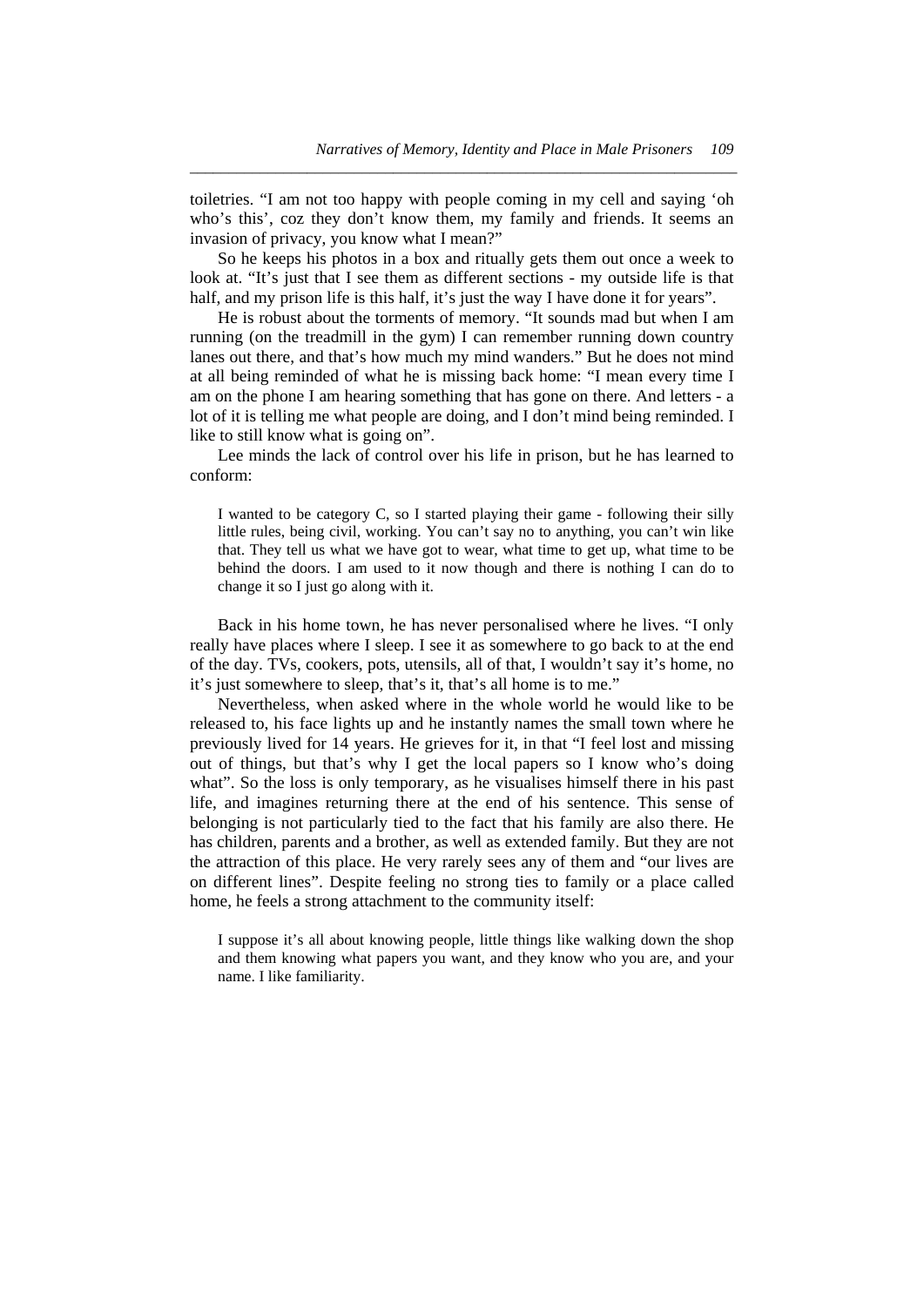toiletries. “I am not too happy with people coming in my cell and saying ‘oh who’s this’, coz they don’t know them, my family and friends. It seems an invasion of privacy, you know what I mean?”

So he keeps his photos in a box and ritually gets them out once a week to look at. “It’s just that I see them as different sections - my outside life is that half, and my prison life is this half, it’s just the way I have done it for years”.

He is robust about the torments of memory. “It sounds mad but when I am running (on the treadmill in the gym) I can remember running down country lanes out there, and that’s how much my mind wanders.” But he does not mind at all being reminded of what he is missing back home: “I mean every time I am on the phone I am hearing something that has gone on there. And letters - a lot of it is telling me what people are doing, and I don’t mind being reminded. I like to still know what is going on”.

Lee minds the lack of control over his life in prison, but he has learned to conform:

> I wanted to be category C, so I started playing their game - following their silly little rules, being civil, working. You can’t say no to anything, you can’t win like that. They tell us what we have got to wear, what time to get up, what time to be behind the doors. I am used to it now though and there is nothing I can do to change it so I just go along with it.

Back in his home town, he has never personalised where he lives. “I only really have places where I sleep. I see it as somewhere to go back to at the end of the day. TVs, cookers, pots, utensils, all of that, I wouldn’t say it’s home, no it’s just somewhere to sleep, that’s it, that’s all home is to me.”

Nevertheless, when asked where in the whole world he would like to be released to, his face lights up and he instantly names the small town where he previously lived for 14 years. He grieves for it, in that “I feel lost and missing out of things, but that’s why I get the local papers so I know who’s doing what”. So the loss is only temporary, as he visualises himself there in his past life, and imagines returning there at the end of his sentence. This sense of belonging is not particularly tied to the fact that his family are also there. He has children, parents and a brother, as well as extended family. But they are not the attraction of this place. He very rarely sees any of them and “our lives are on different lines”. Despite feeling no strong ties to family or a place called home, he feels a strong attachment to the community itself:

> I suppose it’s all about knowing people, little things like walking down the shop and them knowing what papers you want, and they know who you are, and your name. I like familiarity.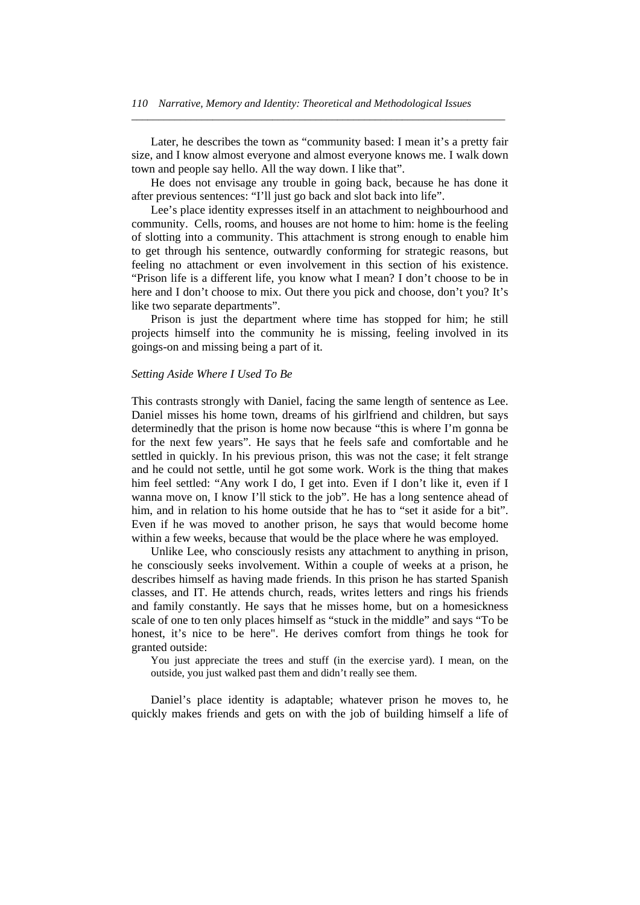Later, he describes the town as "community based: I mean it's a pretty fair size, and I know almost everyone and almost everyone knows me. I walk down town and people say hello. All the way down. I like that".

He does not envisage any trouble in going back, because he has done it after previous sentences: "I'll just go back and slot back into life".

Lee's place identity expresses itself in an attachment to neighbourhood and community. Cells, rooms, and houses are not home to him: home is the feeling of slotting into a community. This attachment is strong enough to enable him to get through his sentence, outwardly conforming for strategic reasons, but feeling no attachment or even involvement in this section of his existence. "Prison life is a different life, you know what I mean? I don't choose to be in here and I don't choose to mix. Out there you pick and choose, don't you? It's like two separate departments".

Prison is just the department where time has stopped for him; he still projects himself into the community he is missing, feeling involved in its goings-on and missing being a part of it.

*Setting Aside Where I Used To Be*

This contrasts strongly with Daniel, facing the same length of sentence as Lee. Daniel misses his home town, dreams of his girlfriend and children, but says determinedly that the prison is home now because "this is where I'm gonna be for the next few years". He says that he feels safe and comfortable and he settled in quickly. In his previous prison, this was not the case; it felt strange and he could not settle, until he got some work. Work is the thing that makes him feel settled: "Any work I do, I get into. Even if I don't like it, even if I wanna move on, I know I'll stick to the job". He has a long sentence ahead of him, and in relation to his home outside that he has to "set it aside for a bit". Even if he was moved to another prison, he says that would become home within a few weeks, because that would be the place where he was employed.

Unlike Lee, who consciously resists any attachment to anything in prison, he consciously seeks involvement. Within a couple of weeks at a prison, he describes himself as having made friends. In this prison he has started Spanish classes, and IT. He attends church, reads, writes letters and rings his friends and family constantly. He says that he misses home, but on a homesickness scale of one to ten only places himself as "stuck in the middle" and says "To be honest, it's nice to be here". He derives comfort from things he took for granted outside:

> You just appreciate the trees and stuff (in the exercise yard). I mean, on the outside, you just walked past them and didn't really see them.

Daniel's place identity is adaptable; whatever prison he moves to, he quickly makes friends and gets on with the job of building himself a life of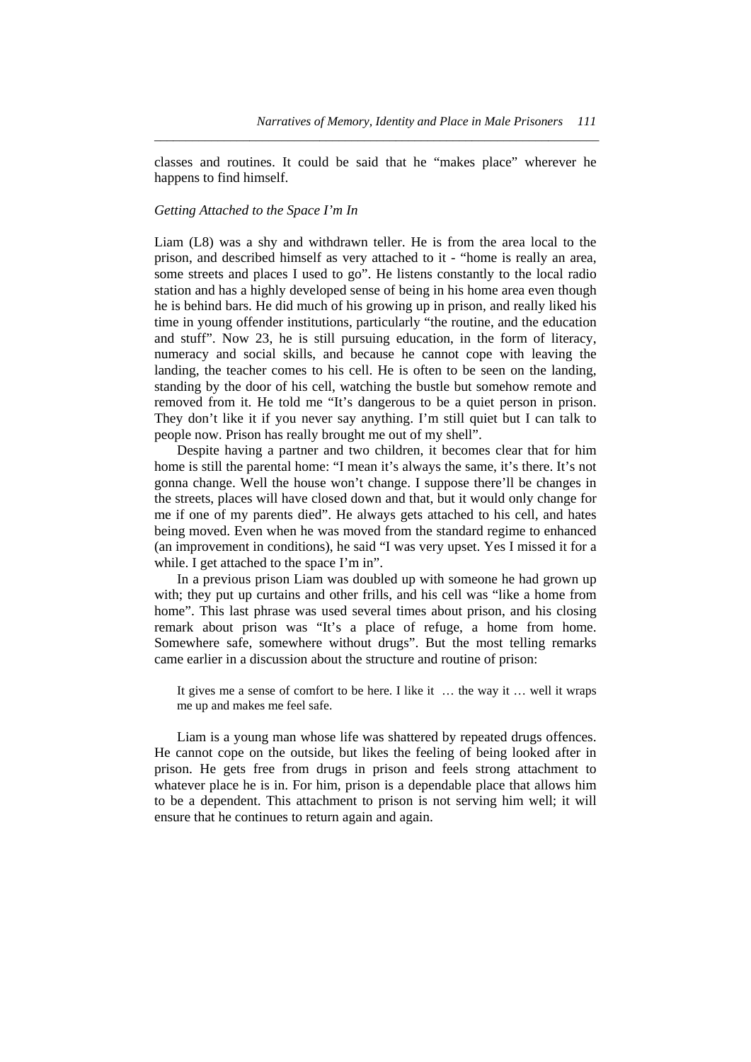classes and routines. It could be said that he "makes place" wherever he happens to find himself.

*Getting Attached to the Space I'm In*

Liam (L8) was a shy and withdrawn teller. He is from the area local to the prison, and described himself as very attached to it - "home is really an area, some streets and places I used to go". He listens constantly to the local radio station and has a highly developed sense of being in his home area even though he is behind bars. He did much of his growing up in prison, and really liked his time in young offender institutions, particularly "the routine, and the education and stuff". Now 23, he is still pursuing education, in the form of literacy, numeracy and social skills, and because he cannot cope with leaving the landing, the teacher comes to his cell. He is often to be seen on the landing, standing by the door of his cell, watching the bustle but somehow remote and removed from it. He told me "It's dangerous to be a quiet person in prison. They don't like it if you never say anything. I'm still quiet but I can talk to people now. Prison has really brought me out of my shell".

Despite having a partner and two children, it becomes clear that for him home is still the parental home: "I mean it's always the same, it's there. It's not gonna change. Well the house won't change. I suppose there'll be changes in the streets, places will have closed down and that, but it would only change for me if one of my parents died". He always gets attached to his cell, and hates being moved. Even when he was moved from the standard regime to enhanced (an improvement in conditions), he said "I was very upset. Yes I missed it for a while. I get attached to the space I'm in".

In a previous prison Liam was doubled up with someone he had grown up with; they put up curtains and other frills, and his cell was "like a home from home". This last phrase was used several times about prison, and his closing remark about prison was "It's a place of refuge, a home from home. Somewhere safe, somewhere without drugs". But the most telling remarks came earlier in a discussion about the structure and routine of prison:

> It gives me a sense of comfort to be here. I like it … the way it … well it wraps me up and makes me feel safe.

Liam is a young man whose life was shattered by repeated drugs offences. He cannot cope on the outside, but likes the feeling of being looked after in prison. He gets free from drugs in prison and feels strong attachment to whatever place he is in. For him, prison is a dependable place that allows him to be a dependent. This attachment to prison is not serving him well; it will ensure that he continues to return again and again.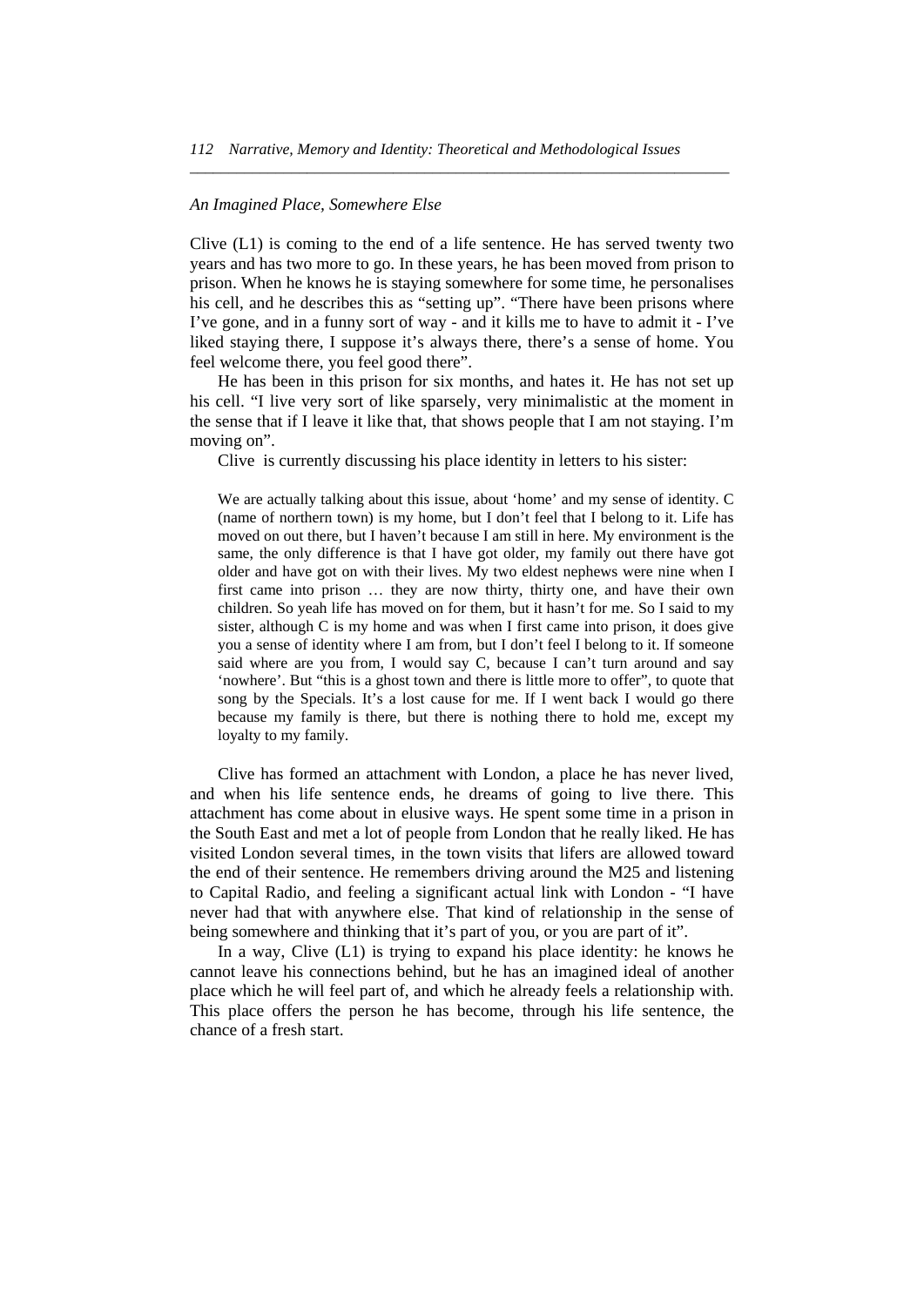*An Imagined Place, Somewhere Else*

Clive (L1) is coming to the end of a life sentence. He has served twenty two years and has two more to go. In these years, he has been moved from prison to prison. When he knows he is staying somewhere for some time, he personalises his cell, and he describes this as "setting up". "There have been prisons where I've gone, and in a funny sort of way - and it kills me to have to admit it - I've liked staying there, I suppose it's always there, there's a sense of home. You feel welcome there, you feel good there".

He has been in this prison for six months, and hates it. He has not set up his cell. "I live very sort of like sparsely, very minimalistic at the moment in the sense that if I leave it like that, that shows people that I am not staying. I'm moving on".

Clive is currently discussing his place identity in letters to his sister:

> We are actually talking about this issue, about 'home' and my sense of identity. C (name of northern town) is my home, but I don't feel that I belong to it. Life has moved on out there, but I haven't because I am still in here. My environment is the same, the only difference is that I have got older, my family out there have got older and have got on with their lives. My two eldest nephews were nine when I first came into prison … they are now thirty, thirty one, and have their own children. So yeah life has moved on for them, but it hasn't for me. So I said to my sister, although C is my home and was when I first came into prison, it does give you a sense of identity where I am from, but I don't feel I belong to it. If someone said where are you from, I would say C, because I can't turn around and say 'nowhere'. But "this is a ghost town and there is little more to offer", to quote that song by the Specials. It's a lost cause for me. If I went back I would go there because my family is there, but there is nothing there to hold me, except my loyalty to my family.

Clive has formed an attachment with London, a place he has never lived, and when his life sentence ends, he dreams of going to live there. This attachment has come about in elusive ways. He spent some time in a prison in the South East and met a lot of people from London that he really liked. He has visited London several times, in the town visits that lifers are allowed toward the end of their sentence. He remembers driving around the M25 and listening to Capital Radio, and feeling a significant actual link with London - "I have never had that with anywhere else. That kind of relationship in the sense of being somewhere and thinking that it's part of you, or you are part of it".

In a way, Clive (L1) is trying to expand his place identity: he knows he cannot leave his connections behind, but he has an imagined ideal of another place which he will feel part of, and which he already feels a relationship with. This place offers the person he has become, through his life sentence, the chance of a fresh start.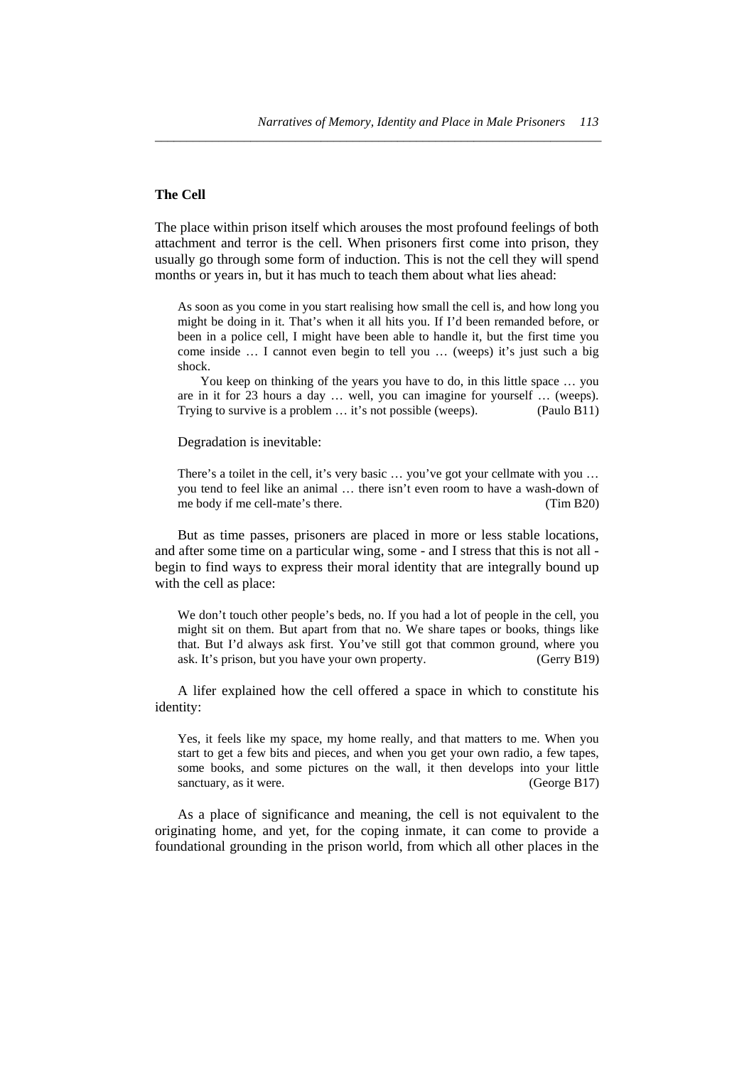### The Cell

The place within prison itself which arouses the most profound feelings of both attachment and terror is the cell. When prisoners first come into prison, they usually go through some form of induction. This is not the cell they will spend months or years in, but it has much to teach them about what lies ahead:

> As soon as you come in you start realising how small the cell is, and how long you might be doing in it. That's when it all hits you. If I'd been remanded before, or been in a police cell, I might have been able to handle it, but the first time you come inside … I cannot even begin to tell you … (weeps) it's just such a big shock.
>
> You keep on thinking of the years you have to do, in this little space … you are in it for 23 hours a day … well, you can imagine for yourself … (weeps). Trying to survive is a problem … it's not possible (weeps). (Paulo B11)

Degradation is inevitable:

> There's a toilet in the cell, it's very basic … you've got your cellmate with you … you tend to feel like an animal … there isn't even room to have a wash-down of me body if me cell-mate's there. (Tim B20)

But as time passes, prisoners are placed in more or less stable locations, and after some time on a particular wing, some - and I stress that this is not all - begin to find ways to express their moral identity that are integrally bound up with the cell as place:

> We don't touch other people's beds, no. If you had a lot of people in the cell, you might sit on them. But apart from that no. We share tapes or books, things like that. But I'd always ask first. You've still got that common ground, where you ask. It's prison, but you have your own property. (Gerry B19)

A lifer explained how the cell offered a space in which to constitute his identity:

> Yes, it feels like my space, my home really, and that matters to me. When you start to get a few bits and pieces, and when you get your own radio, a few tapes, some books, and some pictures on the wall, it then develops into your little sanctuary, as it were. (George B17)

As a place of significance and meaning, the cell is not equivalent to the originating home, and yet, for the coping inmate, it can come to provide a foundational grounding in the prison world, from which all other places in the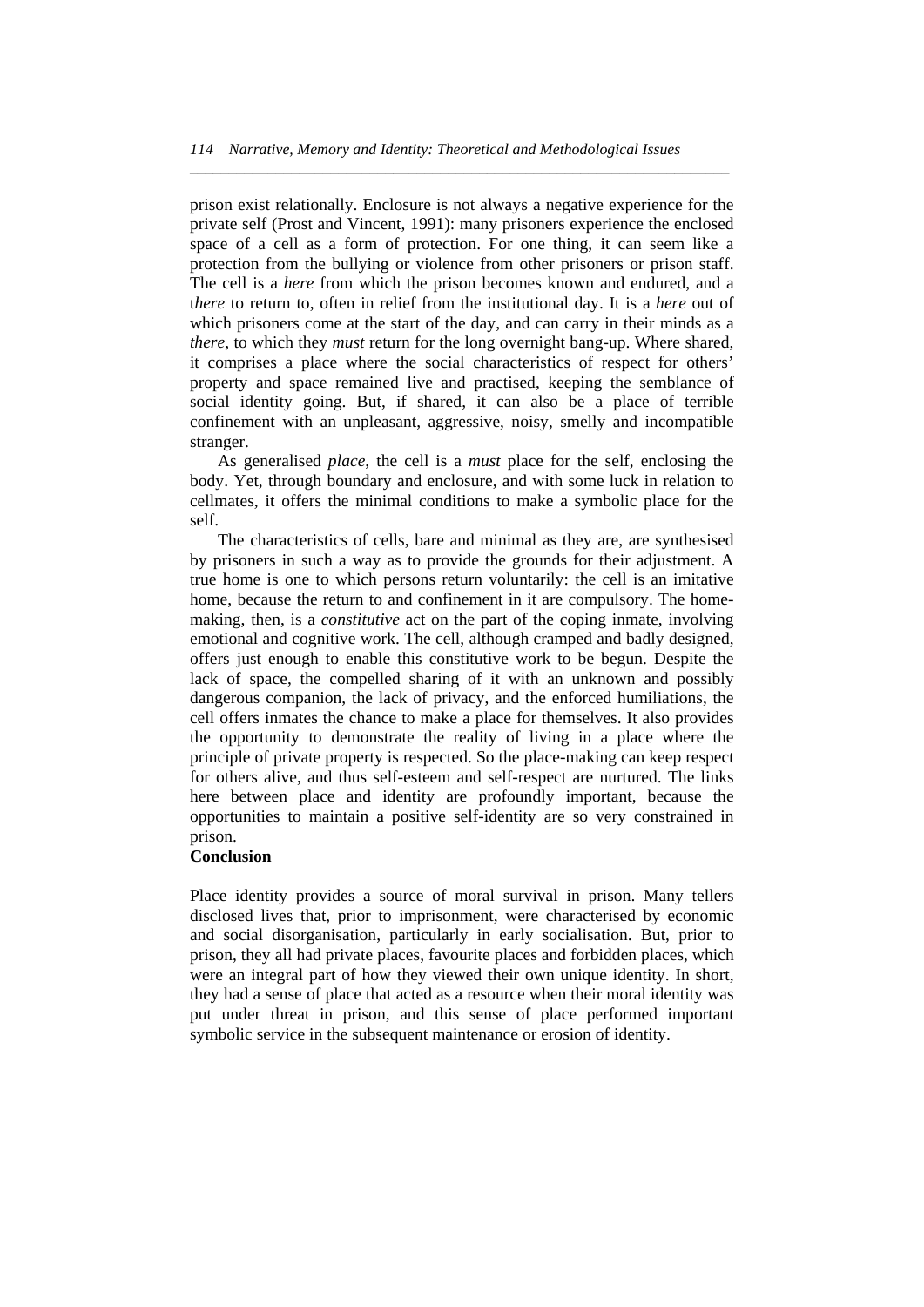prison exist relationally. Enclosure is not always a negative experience for the private self (Prost and Vincent, 1991): many prisoners experience the enclosed space of a cell as a form of protection. For one thing, it can seem like a protection from the bullying or violence from other prisoners or prison staff. The cell is a *here* from which the prison becomes known and endured, and a t*here* to return to, often in relief from the institutional day. It is a *here* out of which prisoners come at the start of the day, and can carry in their minds as a *there,* to which they *must* return for the long overnight bang-up. Where shared, it comprises a place where the social characteristics of respect for others' property and space remained live and practised, keeping the semblance of social identity going. But, if shared, it can also be a place of terrible confinement with an unpleasant, aggressive, noisy, smelly and incompatible stranger.

As generalised *place*, the cell is a *must* place for the self, enclosing the body. Yet, through boundary and enclosure, and with some luck in relation to cellmates, it offers the minimal conditions to make a symbolic place for the self.

The characteristics of cells, bare and minimal as they are, are synthesised by prisoners in such a way as to provide the grounds for their adjustment. A true home is one to which persons return voluntarily: the cell is an imitative home, because the return to and confinement in it are compulsory. The home-making, then, is a *constitutive* act on the part of the coping inmate, involving emotional and cognitive work. The cell, although cramped and badly designed, offers just enough to enable this constitutive work to be begun. Despite the lack of space, the compelled sharing of it with an unknown and possibly dangerous companion, the lack of privacy, and the enforced humiliations, the cell offers inmates the chance to make a place for themselves. It also provides the opportunity to demonstrate the reality of living in a place where the principle of private property is respected. So the place-making can keep respect for others alive, and thus self-esteem and self-respect are nurtured. The links here between place and identity are profoundly important, because the opportunities to maintain a positive self-identity are so very constrained in prison.

**Conclusion**

Place identity provides a source of moral survival in prison. Many tellers disclosed lives that, prior to imprisonment, were characterised by economic and social disorganisation, particularly in early socialisation. But, prior to prison, they all had private places, favourite places and forbidden places, which were an integral part of how they viewed their own unique identity. In short, they had a sense of place that acted as a resource when their moral identity was put under threat in prison, and this sense of place performed important symbolic service in the subsequent maintenance or erosion of identity.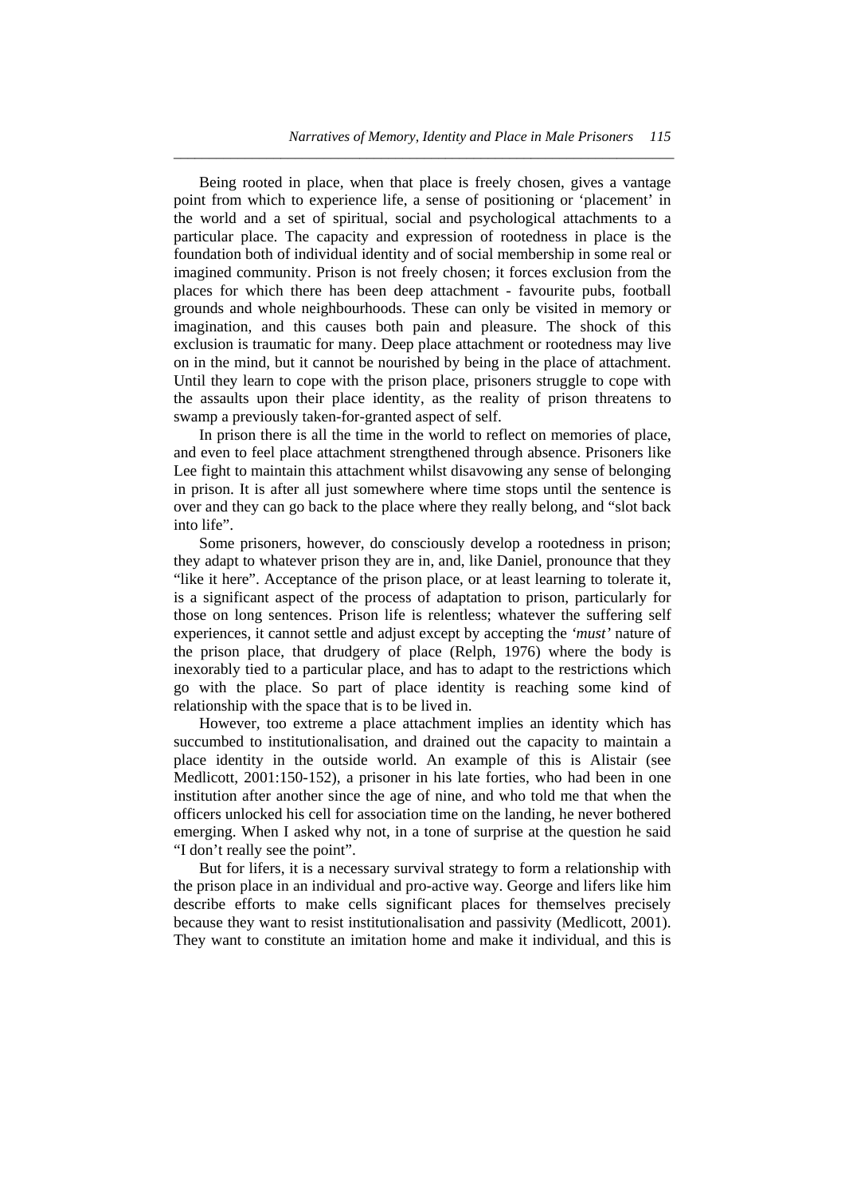Being rooted in place, when that place is freely chosen, gives a vantage point from which to experience life, a sense of positioning or 'placement' in the world and a set of spiritual, social and psychological attachments to a particular place. The capacity and expression of rootedness in place is the foundation both of individual identity and of social membership in some real or imagined community. Prison is not freely chosen; it forces exclusion from the places for which there has been deep attachment - favourite pubs, football grounds and whole neighbourhoods. These can only be visited in memory or imagination, and this causes both pain and pleasure. The shock of this exclusion is traumatic for many. Deep place attachment or rootedness may live on in the mind, but it cannot be nourished by being in the place of attachment. Until they learn to cope with the prison place, prisoners struggle to cope with the assaults upon their place identity, as the reality of prison threatens to swamp a previously taken-for-granted aspect of self.

In prison there is all the time in the world to reflect on memories of place, and even to feel place attachment strengthened through absence. Prisoners like Lee fight to maintain this attachment whilst disavowing any sense of belonging in prison. It is after all just somewhere where time stops until the sentence is over and they can go back to the place where they really belong, and "slot back into life".

Some prisoners, however, do consciously develop a rootedness in prison; they adapt to whatever prison they are in, and, like Daniel, pronounce that they "like it here". Acceptance of the prison place, or at least learning to tolerate it, is a significant aspect of the process of adaptation to prison, particularly for those on long sentences. Prison life is relentless; whatever the suffering self experiences, it cannot settle and adjust except by accepting the *'must'* nature of the prison place, that drudgery of place (Relph, 1976) where the body is inexorably tied to a particular place, and has to adapt to the restrictions which go with the place. So part of place identity is reaching some kind of relationship with the space that is to be lived in.

However, too extreme a place attachment implies an identity which has succumbed to institutionalisation, and drained out the capacity to maintain a place identity in the outside world. An example of this is Alistair (see Medlicott, 2001:150-152), a prisoner in his late forties, who had been in one institution after another since the age of nine, and who told me that when the officers unlocked his cell for association time on the landing, he never bothered emerging. When I asked why not, in a tone of surprise at the question he said "I don't really see the point".

But for lifers, it is a necessary survival strategy to form a relationship with the prison place in an individual and pro-active way. George and lifers like him describe efforts to make cells significant places for themselves precisely because they want to resist institutionalisation and passivity (Medlicott, 2001). They want to constitute an imitation home and make it individual, and this is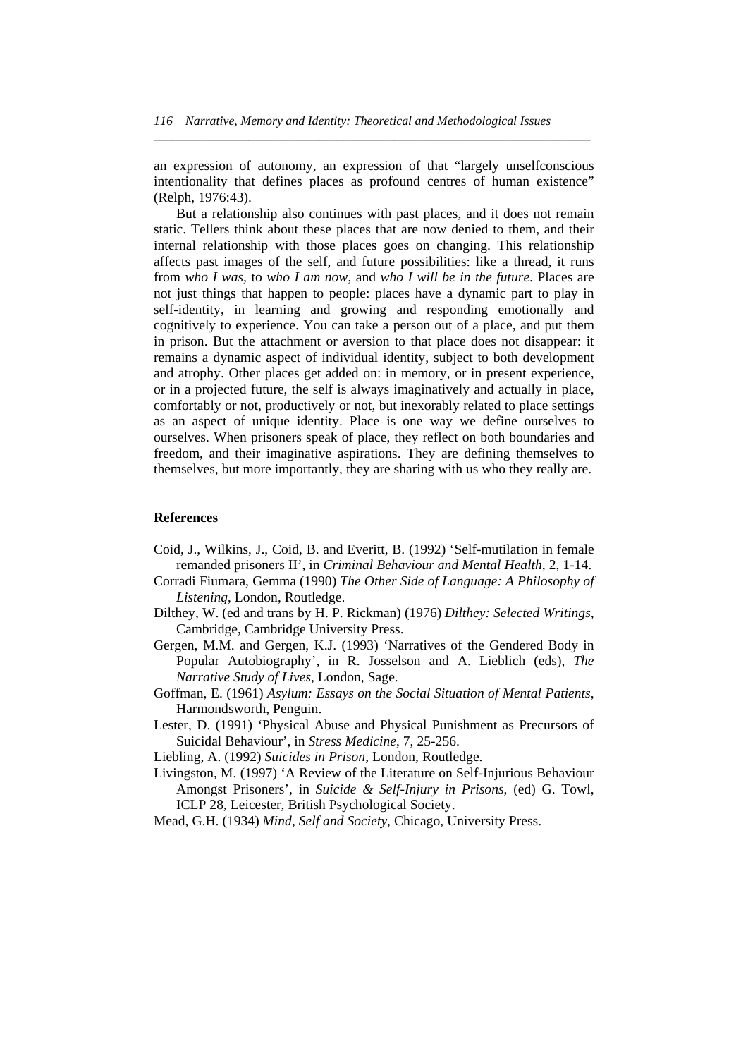an expression of autonomy, an expression of that "largely unselfconscious intentionality that defines places as profound centres of human existence" (Relph, 1976:43).

But a relationship also continues with past places, and it does not remain static. Tellers think about these places that are now denied to them, and their internal relationship with those places goes on changing. This relationship affects past images of the self, and future possibilities: like a thread, it runs from *who I was*, to *who I am now*, and *who I will be in the future*. Places are not just things that happen to people: places have a dynamic part to play in self-identity, in learning and growing and responding emotionally and cognitively to experience. You can take a person out of a place, and put them in prison. But the attachment or aversion to that place does not disappear: it remains a dynamic aspect of individual identity, subject to both development and atrophy. Other places get added on: in memory, or in present experience, or in a projected future, the self is always imaginatively and actually in place, comfortably or not, productively or not, but inexorably related to place settings as an aspect of unique identity. Place is one way we define ourselves to ourselves. When prisoners speak of place, they reflect on both boundaries and freedom, and their imaginative aspirations. They are defining themselves to themselves, but more importantly, they are sharing with us who they really are.

## References

Coid, J., Wilkins, J., Coid, B. and Everitt, B. (1992) 'Self-mutilation in female remanded prisoners II', in *Criminal Behaviour and Mental Health*, 2, 1-14.

Corradi Fiumara, Gemma (1990) *The Other Side of Language: A Philosophy of Listening*, London, Routledge.

Dilthey, W. (ed and trans by H. P. Rickman) (1976) *Dilthey: Selected Writings*, Cambridge, Cambridge University Press.

Gergen, M.M. and Gergen, K.J. (1993) 'Narratives of the Gendered Body in Popular Autobiography', in R. Josselson and A. Lieblich (eds), *The Narrative Study of Lives*, London, Sage.

Goffman, E. (1961) *Asylum: Essays on the Social Situation of Mental Patients*, Harmondsworth, Penguin.

Lester, D. (1991) 'Physical Abuse and Physical Punishment as Precursors of Suicidal Behaviour', in *Stress Medicine*, 7, 25-256.

Liebling, A. (1992) *Suicides in Prison*, London, Routledge.

Livingston, M. (1997) 'A Review of the Literature on Self-Injurious Behaviour Amongst Prisoners', in *Suicide & Self-Injury in Prisons*, (ed) G. Towl, ICLP 28, Leicester, British Psychological Society.

Mead, G.H. (1934) *Mind, Self and Society*, Chicago, University Press.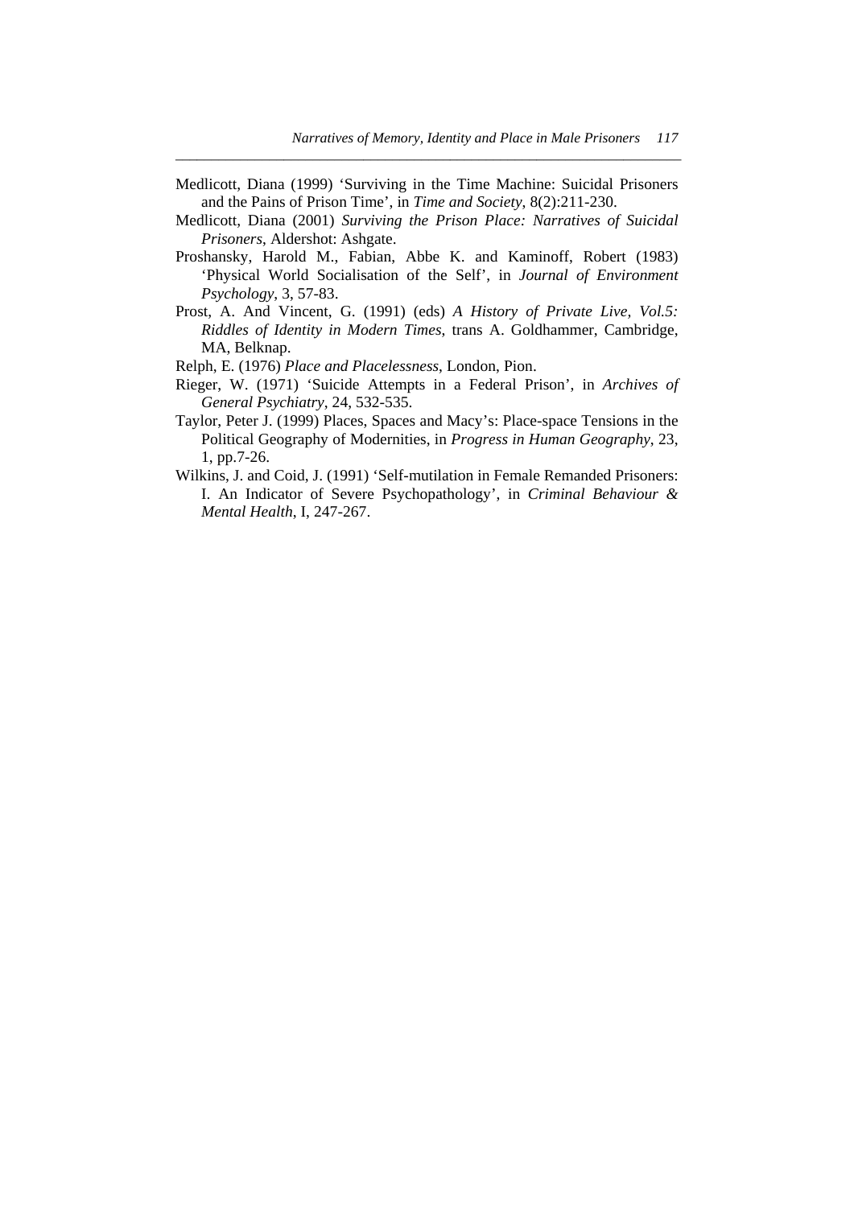Medlicott, Diana (1999) 'Surviving in the Time Machine: Suicidal Prisoners and the Pains of Prison Time', in *Time and Society*, 8(2):211-230.

Medlicott, Diana (2001) *Surviving the Prison Place: Narratives of Suicidal Prisoners*, Aldershot: Ashgate.

Proshansky, Harold M., Fabian, Abbe K. and Kaminoff, Robert (1983) 'Physical World Socialisation of the Self', in *Journal of Environment Psychology*, 3, 57-83.

Prost, A. And Vincent, G. (1991) (eds) *A History of Private Live, Vol.5: Riddles of Identity in Modern Times*, trans A. Goldhammer, Cambridge, MA, Belknap.

Relph, E. (1976) *Place and Placelessness*, London, Pion.

Rieger, W. (1971) 'Suicide Attempts in a Federal Prison', in *Archives of General Psychiatry*, 24, 532-535.

Taylor, Peter J. (1999) Places, Spaces and Macy's: Place-space Tensions in the Political Geography of Modernities, in *Progress in Human Geography*, 23, 1, pp.7-26.

Wilkins, J. and Coid, J. (1991) 'Self-mutilation in Female Remanded Prisoners: I. An Indicator of Severe Psychopathology', in *Criminal Behaviour & Mental Health*, I, 247-267.